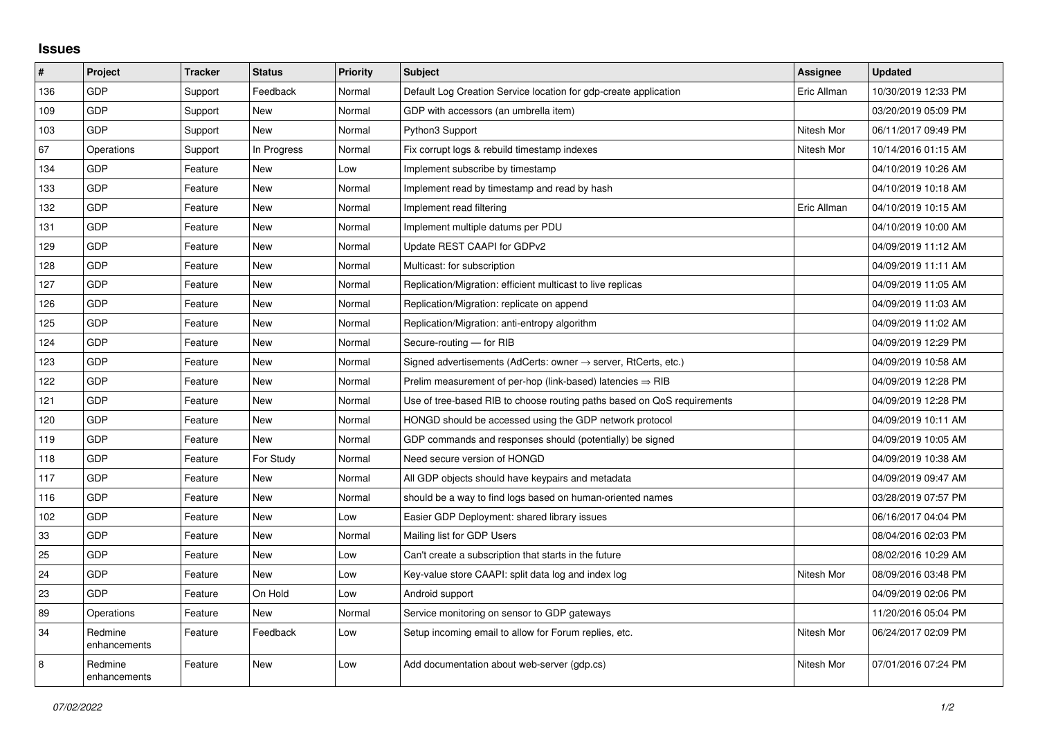## Issues

| # | Project | Tracker | Status | Priority | Subject | Assignee | Updated |
|---|---|---|---|---|---|---|---|
| 136 | GDP | Support | Feedback | Normal | Default Log Creation Service location for gdp-create application | Eric Allman | 10/30/2019 12:33 PM |
| 109 | GDP | Support | New | Normal | GDP with accessors (an umbrella item) | | 03/20/2019 05:09 PM |
| 103 | GDP | Support | New | Normal | Python3 Support | Nitesh Mor | 06/11/2017 09:49 PM |
| 67 | Operations | Support | In Progress | Normal | Fix corrupt logs & rebuild timestamp indexes | Nitesh Mor | 10/14/2016 01:15 AM |
| 134 | GDP | Feature | New | Low | Implement subscribe by timestamp | | 04/10/2019 10:26 AM |
| 133 | GDP | Feature | New | Normal | Implement read by timestamp and read by hash | | 04/10/2019 10:18 AM |
| 132 | GDP | Feature | New | Normal | Implement read filtering | Eric Allman | 04/10/2019 10:15 AM |
| 131 | GDP | Feature | New | Normal | Implement multiple datums per PDU | | 04/10/2019 10:00 AM |
| 129 | GDP | Feature | New | Normal | Update REST CAAPI for GDPv2 | | 04/09/2019 11:12 AM |
| 128 | GDP | Feature | New | Normal | Multicast: for subscription | | 04/09/2019 11:11 AM |
| 127 | GDP | Feature | New | Normal | Replication/Migration: efficient multicast to live replicas | | 04/09/2019 11:05 AM |
| 126 | GDP | Feature | New | Normal | Replication/Migration: replicate on append | | 04/09/2019 11:03 AM |
| 125 | GDP | Feature | New | Normal | Replication/Migration: anti-entropy algorithm | | 04/09/2019 11:02 AM |
| 124 | GDP | Feature | New | Normal | Secure-routing — for RIB | | 04/09/2019 12:29 PM |
| 123 | GDP | Feature | New | Normal | Signed advertisements (AdCerts: owner → server, RtCerts, etc.) | | 04/09/2019 10:58 AM |
| 122 | GDP | Feature | New | Normal | Prelim measurement of per-hop (link-based) latencies ⇒ RIB | | 04/09/2019 12:28 PM |
| 121 | GDP | Feature | New | Normal | Use of tree-based RIB to choose routing paths based on QoS requirements | | 04/09/2019 12:28 PM |
| 120 | GDP | Feature | New | Normal | HONGD should be accessed using the GDP network protocol | | 04/09/2019 10:11 AM |
| 119 | GDP | Feature | New | Normal | GDP commands and responses should (potentially) be signed | | 04/09/2019 10:05 AM |
| 118 | GDP | Feature | For Study | Normal | Need secure version of HONGD | | 04/09/2019 10:38 AM |
| 117 | GDP | Feature | New | Normal | All GDP objects should have keypairs and metadata | | 04/09/2019 09:47 AM |
| 116 | GDP | Feature | New | Normal | should be a way to find logs based on human-oriented names | | 03/28/2019 07:57 PM |
| 102 | GDP | Feature | New | Low | Easier GDP Deployment: shared library issues | | 06/16/2017 04:04 PM |
| 33 | GDP | Feature | New | Normal | Mailing list for GDP Users | | 08/04/2016 02:03 PM |
| 25 | GDP | Feature | New | Low | Can't create a subscription that starts in the future | | 08/02/2016 10:29 AM |
| 24 | GDP | Feature | New | Low | Key-value store CAAPI: split data log and index log | Nitesh Mor | 08/09/2016 03:48 PM |
| 23 | GDP | Feature | On Hold | Low | Android support | | 04/09/2019 02:06 PM |
| 89 | Operations | Feature | New | Normal | Service monitoring on sensor to GDP gateways | | 11/20/2016 05:04 PM |
| 34 | Redmine enhancements | Feature | Feedback | Low | Setup incoming email to allow for Forum replies, etc. | Nitesh Mor | 06/24/2017 02:09 PM |
| 8 | Redmine enhancements | Feature | New | Low | Add documentation about web-server (gdp.cs) | Nitesh Mor | 07/01/2016 07:24 PM |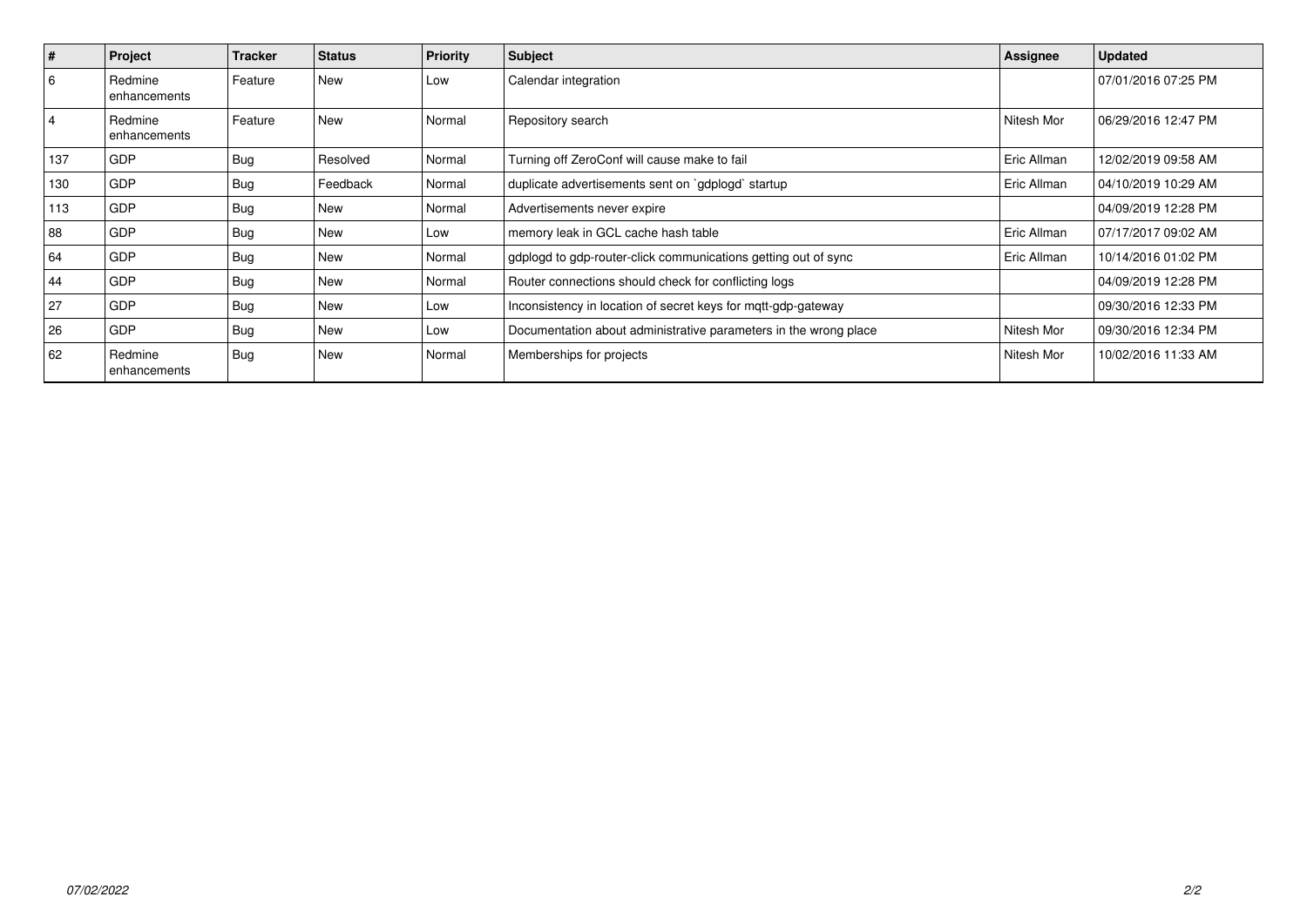| # | Project | Tracker | Status | Priority | Subject | Assignee | Updated |
|---|---|---|---|---|---|---|---|
| 6 | Redmine enhancements | Feature | New | Low | Calendar integration | | 07/01/2016 07:25 PM |
| 4 | Redmine enhancements | Feature | New | Normal | Repository search | Nitesh Mor | 06/29/2016 12:47 PM |
| 137 | GDP | Bug | Resolved | Normal | Turning off ZeroConf will cause make to fail | Eric Allman | 12/02/2019 09:58 AM |
| 130 | GDP | Bug | Feedback | Normal | duplicate advertisements sent on `gdplogd` startup | Eric Allman | 04/10/2019 10:29 AM |
| 113 | GDP | Bug | New | Normal | Advertisements never expire | | 04/09/2019 12:28 PM |
| 88 | GDP | Bug | New | Low | memory leak in GCL cache hash table | Eric Allman | 07/17/2017 09:02 AM |
| 64 | GDP | Bug | New | Normal | gdplogd to gdp-router-click communications getting out of sync | Eric Allman | 10/14/2016 01:02 PM |
| 44 | GDP | Bug | New | Normal | Router connections should check for conflicting logs | | 04/09/2019 12:28 PM |
| 27 | GDP | Bug | New | Low | Inconsistency in location of secret keys for mqtt-gdp-gateway | | 09/30/2016 12:33 PM |
| 26 | GDP | Bug | New | Low | Documentation about administrative parameters in the wrong place | Nitesh Mor | 09/30/2016 12:34 PM |
| 62 | Redmine enhancements | Bug | New | Normal | Memberships for projects | Nitesh Mor | 10/02/2016 11:33 AM |